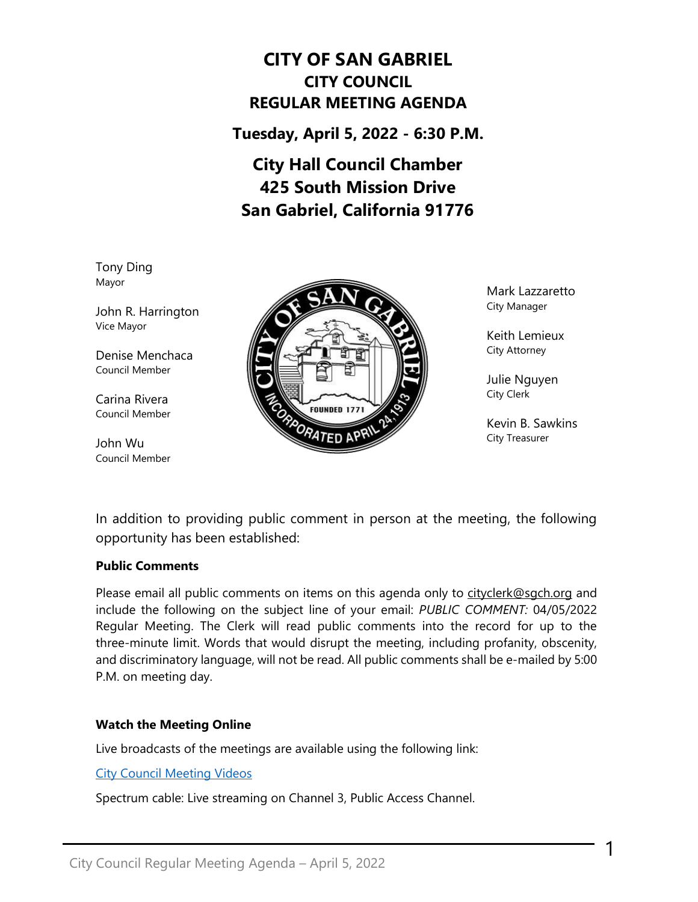# CITY OF SAN GABRIEL
## CITY COUNCIL
## REGULAR MEETING AGENDA

**Tuesday, April 5, 2022 - 6:30 P.M.**

**City Hall Council Chamber**
**425 South Mission Drive**
**San Gabriel, California 91776**

Tony Ding
Mayor

John R. Harrington
Vice Mayor

Denise Menchaca
Council Member

Carina Rivera
Council Member

John Wu
Council Member

Mark Lazzaretto
City Manager

Keith Lemieux
City Attorney

Julie Nguyen
City Clerk

Kevin B. Sawkins
City Treasurer

In addition to providing public comment in person at the meeting, the following opportunity has been established:

**Public Comments**

Please email all public comments on items on this agenda only to cityclerk@sgch.org and include the following on the subject line of your email: *PUBLIC COMMENT:* 04/05/2022 Regular Meeting. The Clerk will read public comments into the record for up to the three-minute limit. Words that would disrupt the meeting, including profanity, obscenity, and discriminatory language, will not be read. All public comments shall be e-mailed by 5:00 P.M. on meeting day.

**Watch the Meeting Online**

Live broadcasts of the meetings are available using the following link:

City Council Meeting Videos

Spectrum cable: Live streaming on Channel 3, Public Access Channel.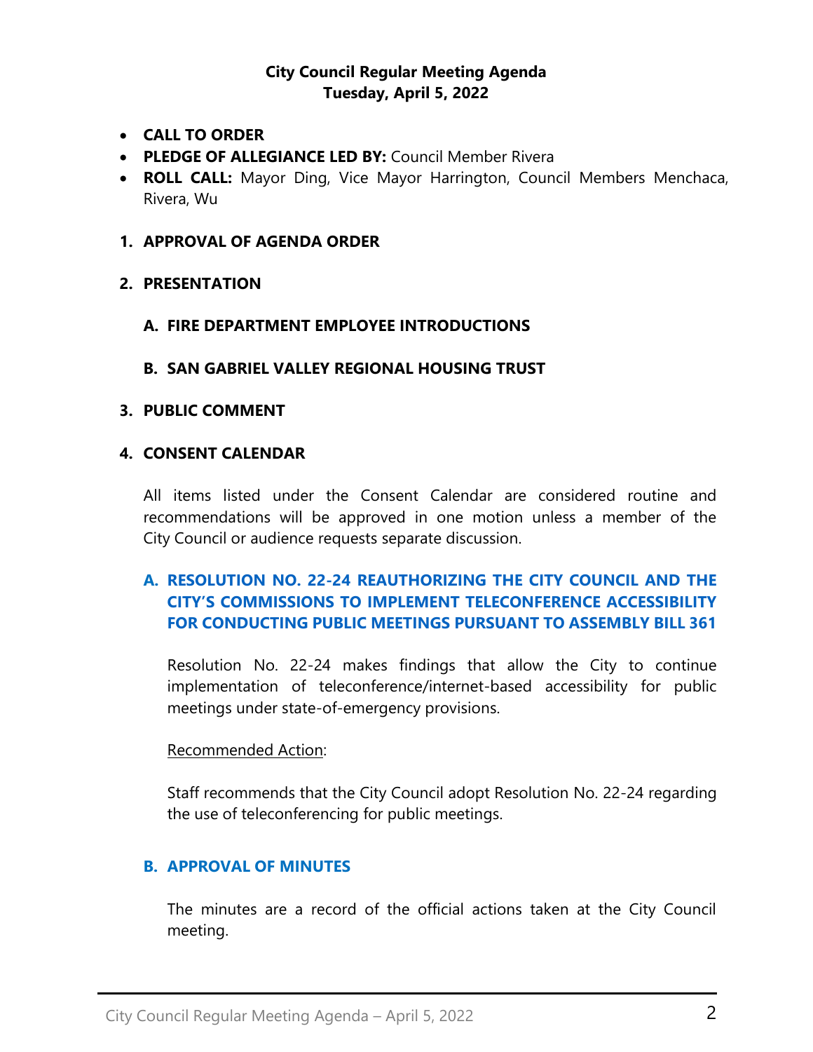## City Council Regular Meeting Agenda
## Tuesday, April 5, 2022

- **CALL TO ORDER**
- **PLEDGE OF ALLEGIANCE LED BY:** Council Member Rivera
- **ROLL CALL:** Mayor Ding, Vice Mayor Harrington, Council Members Menchaca, Rivera, Wu

### 1. APPROVAL OF AGENDA ORDER

### 2. PRESENTATION

#### A. FIRE DEPARTMENT EMPLOYEE INTRODUCTIONS

#### B. SAN GABRIEL VALLEY REGIONAL HOUSING TRUST

### 3. PUBLIC COMMENT

### 4. CONSENT CALENDAR

All items listed under the Consent Calendar are considered routine and recommendations will be approved in one motion unless a member of the City Council or audience requests separate discussion.

#### A. RESOLUTION NO. 22-24 REAUTHORIZING THE CITY COUNCIL AND THE CITY'S COMMISSIONS TO IMPLEMENT TELECONFERENCE ACCESSIBILITY FOR CONDUCTING PUBLIC MEETINGS PURSUANT TO ASSEMBLY BILL 361

Resolution No. 22-24 makes findings that allow the City to continue implementation of teleconference/internet-based accessibility for public meetings under state-of-emergency provisions.

Recommended Action:

Staff recommends that the City Council adopt Resolution No. 22-24 regarding the use of teleconferencing for public meetings.

#### B. APPROVAL OF MINUTES

The minutes are a record of the official actions taken at the City Council meeting.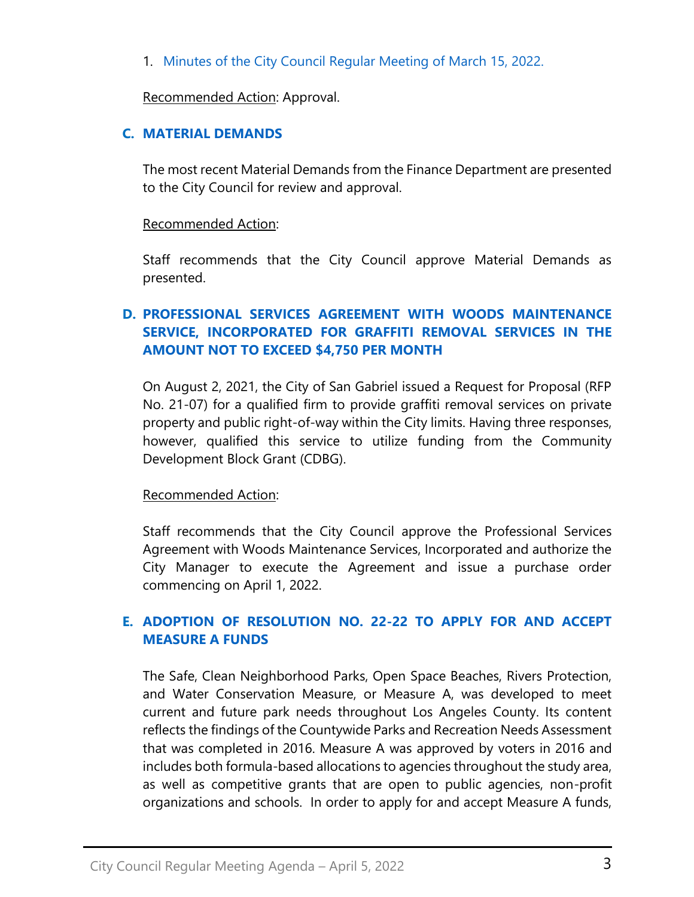1. Minutes of the City Council Regular Meeting of March 15, 2022.

   Recommended Action: Approval.

### C. MATERIAL DEMANDS

The most recent Material Demands from the Finance Department are presented to the City Council for review and approval.

Recommended Action:

Staff recommends that the City Council approve Material Demands as presented.

### D. PROFESSIONAL SERVICES AGREEMENT WITH WOODS MAINTENANCE SERVICE, INCORPORATED FOR GRAFFITI REMOVAL SERVICES IN THE AMOUNT NOT TO EXCEED $4,750 PER MONTH

On August 2, 2021, the City of San Gabriel issued a Request for Proposal (RFP No. 21-07) for a qualified firm to provide graffiti removal services on private property and public right-of-way within the City limits. Having three responses, however, qualified this service to utilize funding from the Community Development Block Grant (CDBG).

Recommended Action:

Staff recommends that the City Council approve the Professional Services Agreement with Woods Maintenance Services, Incorporated and authorize the City Manager to execute the Agreement and issue a purchase order commencing on April 1, 2022.

### E. ADOPTION OF RESOLUTION NO. 22-22 TO APPLY FOR AND ACCEPT MEASURE A FUNDS

The Safe, Clean Neighborhood Parks, Open Space Beaches, Rivers Protection, and Water Conservation Measure, or Measure A, was developed to meet current and future park needs throughout Los Angeles County. Its content reflects the findings of the Countywide Parks and Recreation Needs Assessment that was completed in 2016. Measure A was approved by voters in 2016 and includes both formula-based allocations to agencies throughout the study area, as well as competitive grants that are open to public agencies, non-profit organizations and schools. In order to apply for and accept Measure A funds,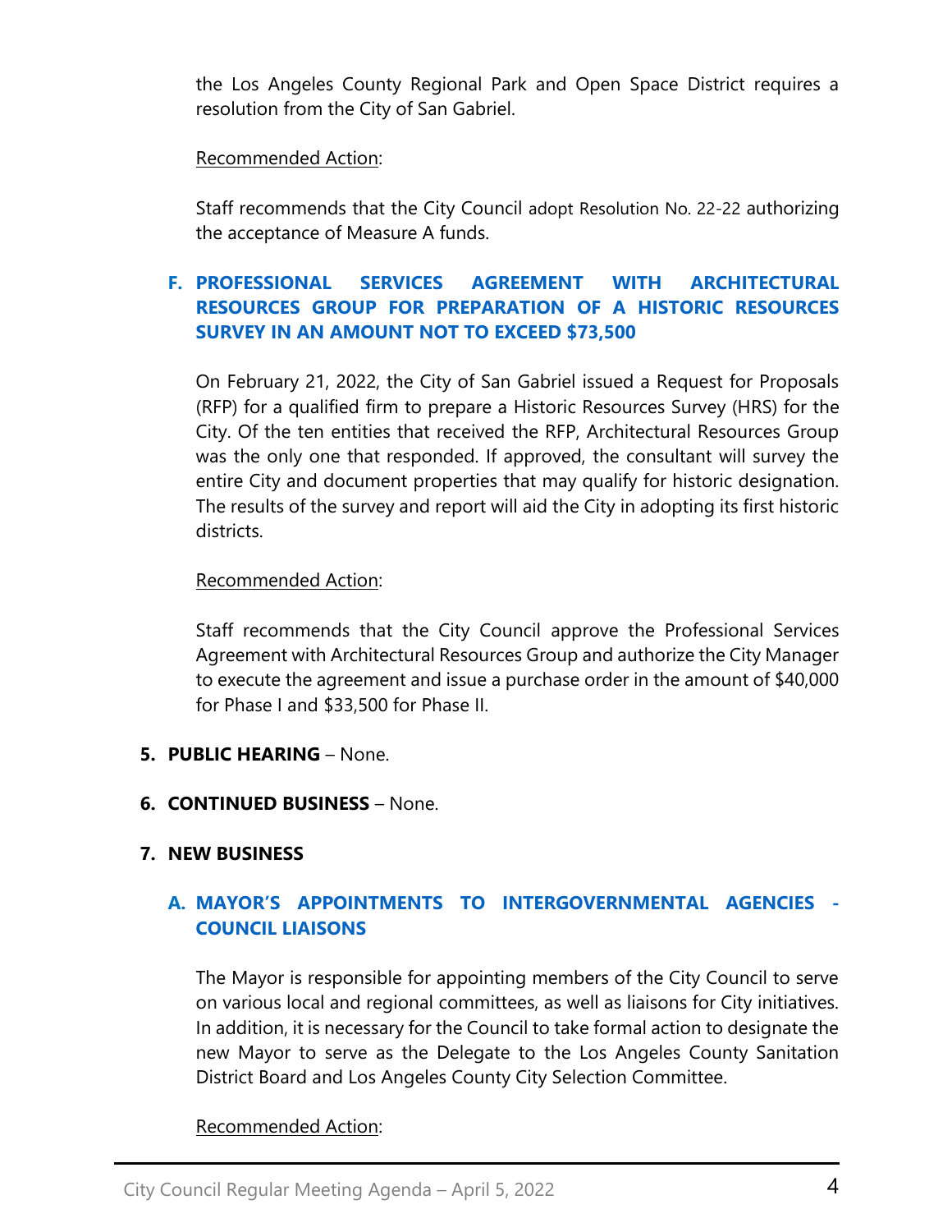the Los Angeles County Regional Park and Open Space District requires a resolution from the City of San Gabriel.

Recommended Action:

Staff recommends that the City Council adopt Resolution No. 22-22 authorizing the acceptance of Measure A funds.

### F. PROFESSIONAL SERVICES AGREEMENT WITH ARCHITECTURAL RESOURCES GROUP FOR PREPARATION OF A HISTORIC RESOURCES SURVEY IN AN AMOUNT NOT TO EXCEED $73,500

On February 21, 2022, the City of San Gabriel issued a Request for Proposals (RFP) for a qualified firm to prepare a Historic Resources Survey (HRS) for the City. Of the ten entities that received the RFP, Architectural Resources Group was the only one that responded. If approved, the consultant will survey the entire City and document properties that may qualify for historic designation. The results of the survey and report will aid the City in adopting its first historic districts.

Recommended Action:

Staff recommends that the City Council approve the Professional Services Agreement with Architectural Resources Group and authorize the City Manager to execute the agreement and issue a purchase order in the amount of $40,000 for Phase I and $33,500 for Phase II.

## 5. PUBLIC HEARING – None.

## 6. CONTINUED BUSINESS – None.

## 7. NEW BUSINESS

### A. MAYOR'S APPOINTMENTS TO INTERGOVERNMENTAL AGENCIES - COUNCIL LIAISONS

The Mayor is responsible for appointing members of the City Council to serve on various local and regional committees, as well as liaisons for City initiatives. In addition, it is necessary for the Council to take formal action to designate the new Mayor to serve as the Delegate to the Los Angeles County Sanitation District Board and Los Angeles County City Selection Committee.

Recommended Action: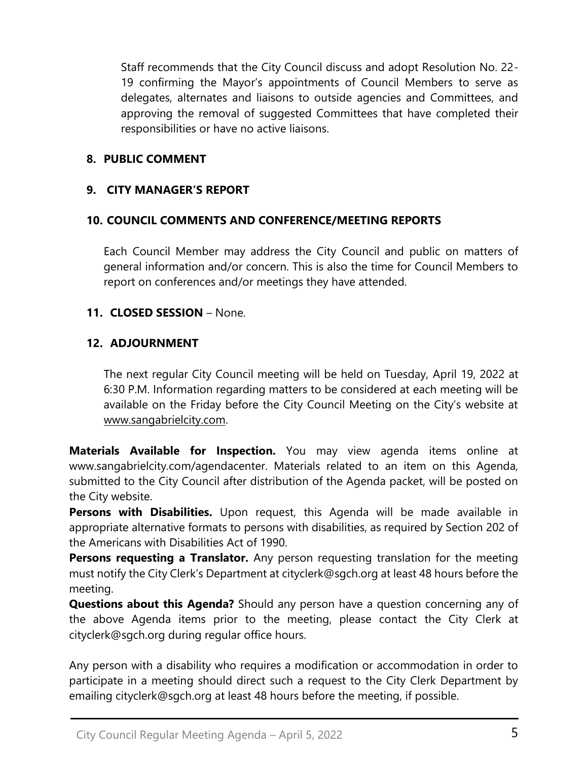Staff recommends that the City Council discuss and adopt Resolution No. 22-19 confirming the Mayor's appointments of Council Members to serve as delegates, alternates and liaisons to outside agencies and Committees, and approving the removal of suggested Committees that have completed their responsibilities or have no active liaisons.

**8. PUBLIC COMMENT**

**9. CITY MANAGER'S REPORT**

**10. COUNCIL COMMENTS AND CONFERENCE/MEETING REPORTS**

Each Council Member may address the City Council and public on matters of general information and/or concern. This is also the time for Council Members to report on conferences and/or meetings they have attended.

**11. CLOSED SESSION** – None.

**12. ADJOURNMENT**

The next regular City Council meeting will be held on Tuesday, April 19, 2022 at 6:30 P.M. Information regarding matters to be considered at each meeting will be available on the Friday before the City Council Meeting on the City's website at www.sangabrielcity.com.

**Materials Available for Inspection.** You may view agenda items online at www.sangabrielcity.com/agendacenter. Materials related to an item on this Agenda, submitted to the City Council after distribution of the Agenda packet, will be posted on the City website.

**Persons with Disabilities.** Upon request, this Agenda will be made available in appropriate alternative formats to persons with disabilities, as required by Section 202 of the Americans with Disabilities Act of 1990.

**Persons requesting a Translator.** Any person requesting translation for the meeting must notify the City Clerk's Department at cityclerk@sgch.org at least 48 hours before the meeting.

**Questions about this Agenda?** Should any person have a question concerning any of the above Agenda items prior to the meeting, please contact the City Clerk at cityclerk@sgch.org during regular office hours.

Any person with a disability who requires a modification or accommodation in order to participate in a meeting should direct such a request to the City Clerk Department by emailing cityclerk@sgch.org at least 48 hours before the meeting, if possible.